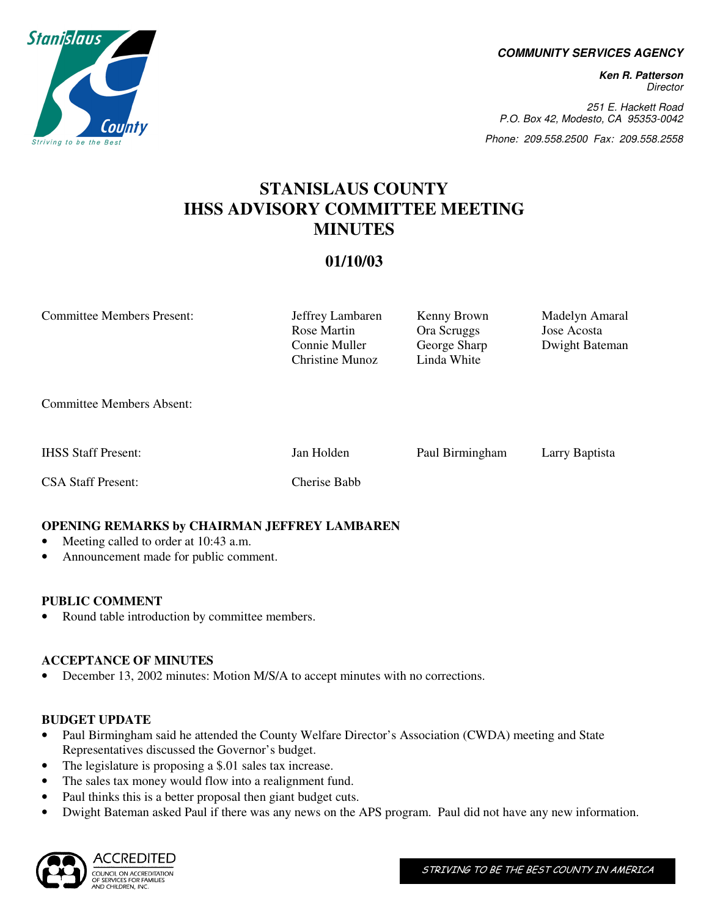**COMMUNITY SERVICES AGENCY**

**Ken R. Patterson**
*Director*

*251 E. Hackett Road*
*P.O. Box 42, Modesto, CA 95353-0042*

*Phone: 209.558.2500 Fax: 209.558.2558*

# STANISLAUS COUNTY IHSS ADVISORY COMMITTEE MEETING MINUTES

## 01/10/03

| | | | |
|---|---|---|---|
| Committee Members Present: | Jeffrey Lambaren | Kenny Brown | Madelyn Amaral |
| | Rose Martin | Ora Scruggs | Jose Acosta |
| | Connie Muller | George Sharp | Dwight Bateman |
| | Christine Munoz | Linda White | |
| Committee Members Absent: | | | |
| IHSS Staff Present: | Jan Holden | Paul Birmingham | Larry Baptista |
| CSA Staff Present: | Cherise Babb | | |

### OPENING REMARKS by CHAIRMAN JEFFREY LAMBAREN

- Meeting called to order at 10:43 a.m.
- Announcement made for public comment.

### PUBLIC COMMENT

- Round table introduction by committee members.

### ACCEPTANCE OF MINUTES

- December 13, 2002 minutes: Motion M/S/A to accept minutes with no corrections.

### BUDGET UPDATE

- Paul Birmingham said he attended the County Welfare Director's Association (CWDA) meeting and State Representatives discussed the Governor's budget.
- The legislature is proposing a $.01 sales tax increase.
- The sales tax money would flow into a realignment fund.
- Paul thinks this is a better proposal then giant budget cuts.
- Dwight Bateman asked Paul if there was any news on the APS program. Paul did not have any new information.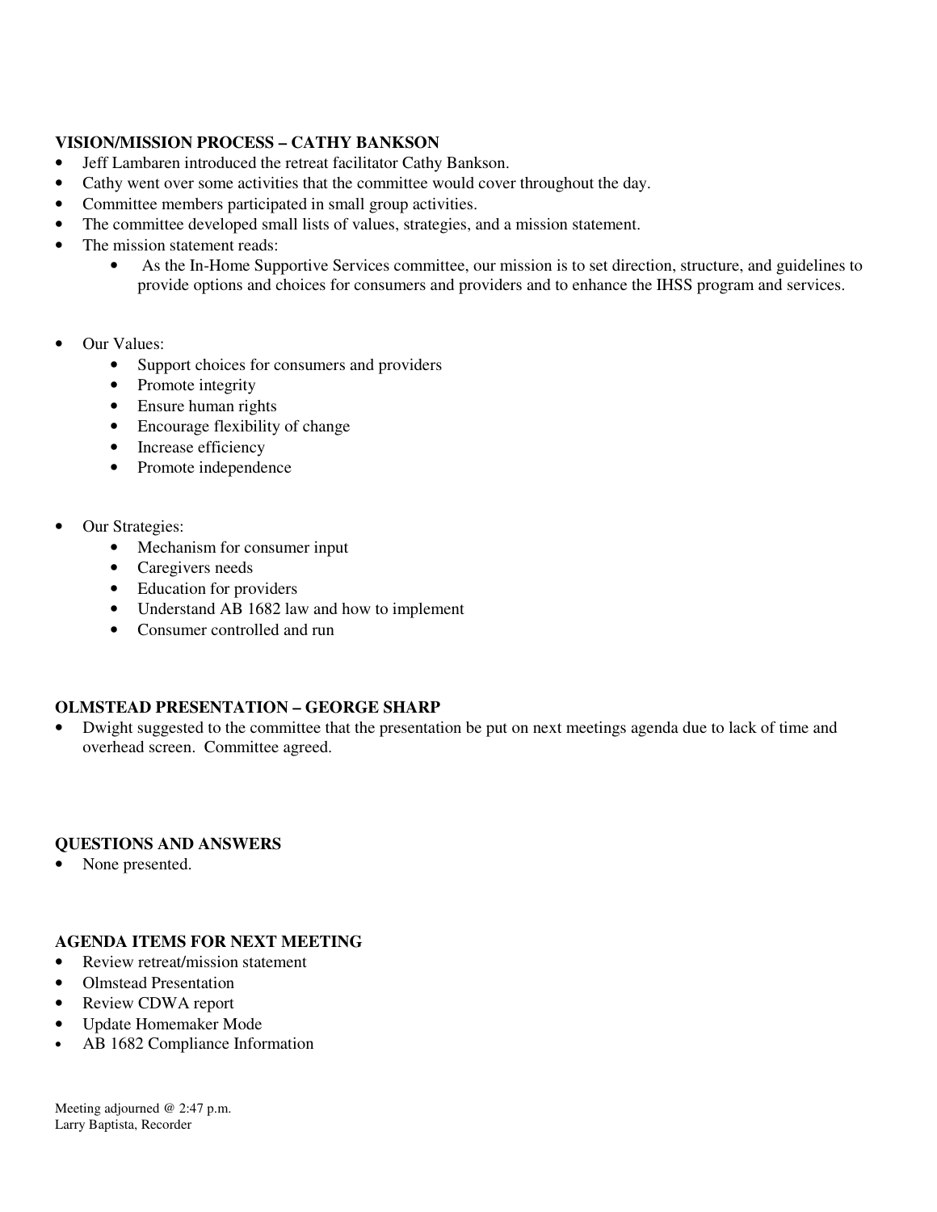**VISION/MISSION PROCESS – CATHY BANKSON**

- Jeff Lambaren introduced the retreat facilitator Cathy Bankson.
- Cathy went over some activities that the committee would cover throughout the day.
- Committee members participated in small group activities.
- The committee developed small lists of values, strategies, and a mission statement.
- The mission statement reads:
    - As the In-Home Supportive Services committee, our mission is to set direction, structure, and guidelines to provide options and choices for consumers and providers and to enhance the IHSS program and services.

- Our Values:
    - Support choices for consumers and providers
    - Promote integrity
    - Ensure human rights
    - Encourage flexibility of change
    - Increase efficiency
    - Promote independence

- Our Strategies:
    - Mechanism for consumer input
    - Caregivers needs
    - Education for providers
    - Understand AB 1682 law and how to implement
    - Consumer controlled and run

**OLMSTEAD PRESENTATION – GEORGE SHARP**

- Dwight suggested to the committee that the presentation be put on next meetings agenda due to lack of time and overhead screen. Committee agreed.

**QUESTIONS AND ANSWERS**

- None presented.

**AGENDA ITEMS FOR NEXT MEETING**

- Review retreat/mission statement
- Olmstead Presentation
- Review CDWA report
- Update Homemaker Mode
- AB 1682 Compliance Information

Meeting adjourned @ 2:47 p.m.
Larry Baptista, Recorder